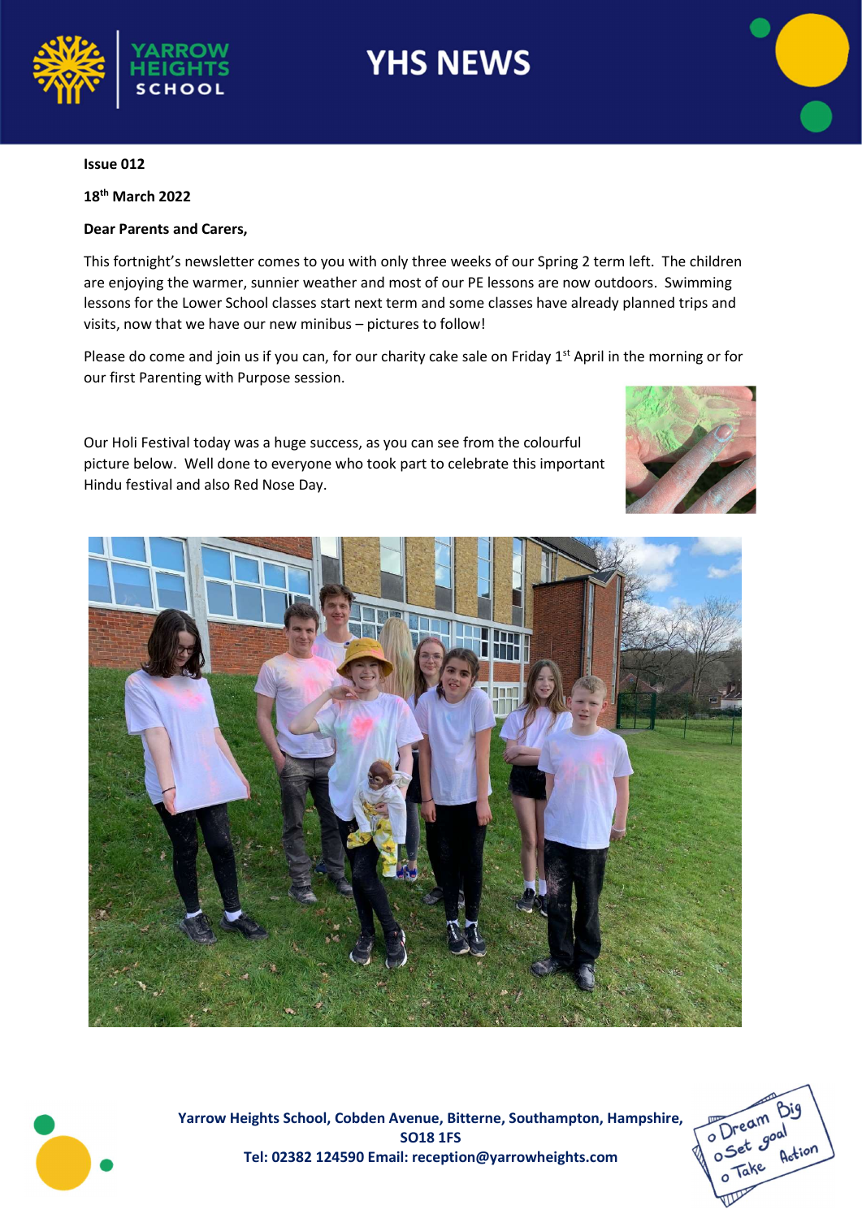# YHS NEWS

**Issue 012**

**18th March 2022**

**Dear Parents and Carers,**

This fortnight's newsletter comes to you with only three weeks of our Spring 2 term left. The children are enjoying the warmer, sunnier weather and most of our PE lessons are now outdoors. Swimming lessons for the Lower School classes start next term and some classes have already planned trips and visits, now that we have our new minibus – pictures to follow!

Please do come and join us if you can, for our charity cake sale on Friday 1st April in the morning or for our first Parenting with Purpose session.

Our Holi Festival today was a huge success, as you can see from the colourful picture below. Well done to everyone who took part to celebrate this important Hindu festival and also Red Nose Day.

**Yarrow Heights School, Cobden Avenue, Bitterne, Southampton, Hampshire, SO18 1FS**
**Tel: 02382 124590 Email: reception@yarrowheights.com**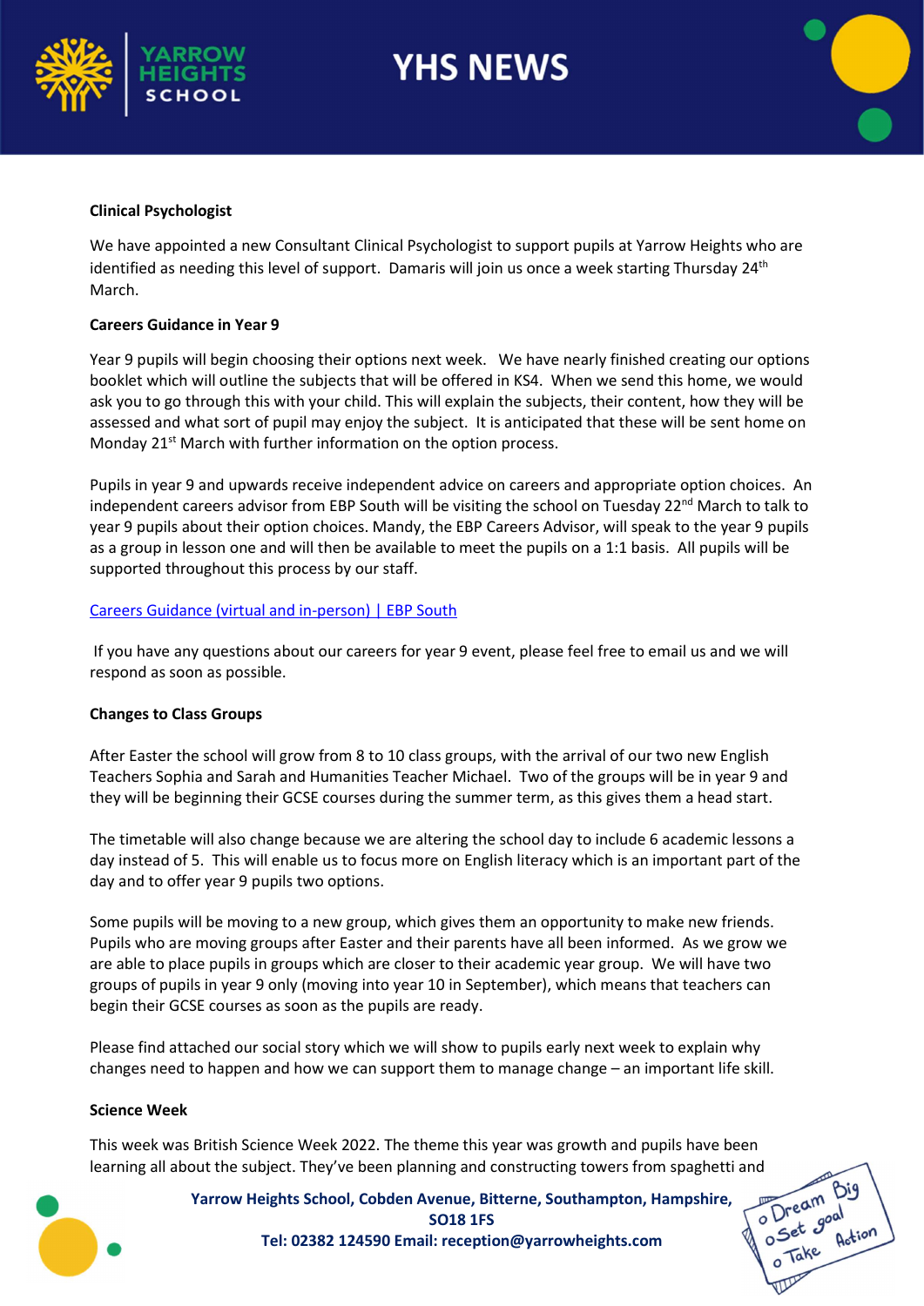**Clinical Psychologist**

We have appointed a new Consultant Clinical Psychologist to support pupils at Yarrow Heights who are identified as needing this level of support. Damaris will join us once a week starting Thursday 24th March.

**Careers Guidance in Year 9**

Year 9 pupils will begin choosing their options next week. We have nearly finished creating our options booklet which will outline the subjects that will be offered in KS4. When we send this home, we would ask you to go through this with your child. This will explain the subjects, their content, how they will be assessed and what sort of pupil may enjoy the subject. It is anticipated that these will be sent home on Monday 21st March with further information on the option process.

Pupils in year 9 and upwards receive independent advice on careers and appropriate option choices. An independent careers advisor from EBP South will be visiting the school on Tuesday 22nd March to talk to year 9 pupils about their option choices. Mandy, the EBP Careers Advisor, will speak to the year 9 pupils as a group in lesson one and will then be available to meet the pupils on a 1:1 basis. All pupils will be supported throughout this process by our staff.

Careers Guidance (virtual and in-person) | EBP South

If you have any questions about our careers for year 9 event, please feel free to email us and we will respond as soon as possible.

**Changes to Class Groups**

After Easter the school will grow from 8 to 10 class groups, with the arrival of our two new English Teachers Sophia and Sarah and Humanities Teacher Michael. Two of the groups will be in year 9 and they will be beginning their GCSE courses during the summer term, as this gives them a head start.

The timetable will also change because we are altering the school day to include 6 academic lessons a day instead of 5. This will enable us to focus more on English literacy which is an important part of the day and to offer year 9 pupils two options.

Some pupils will be moving to a new group, which gives them an opportunity to make new friends. Pupils who are moving groups after Easter and their parents have all been informed. As we grow we are able to place pupils in groups which are closer to their academic year group. We will have two groups of pupils in year 9 only (moving into year 10 in September), which means that teachers can begin their GCSE courses as soon as the pupils are ready.

Please find attached our social story which we will show to pupils early next week to explain why changes need to happen and how we can support them to manage change – an important life skill.

**Science Week**

This week was British Science Week 2022. The theme this year was growth and pupils have been learning all about the subject. They've been planning and constructing towers from spaghetti and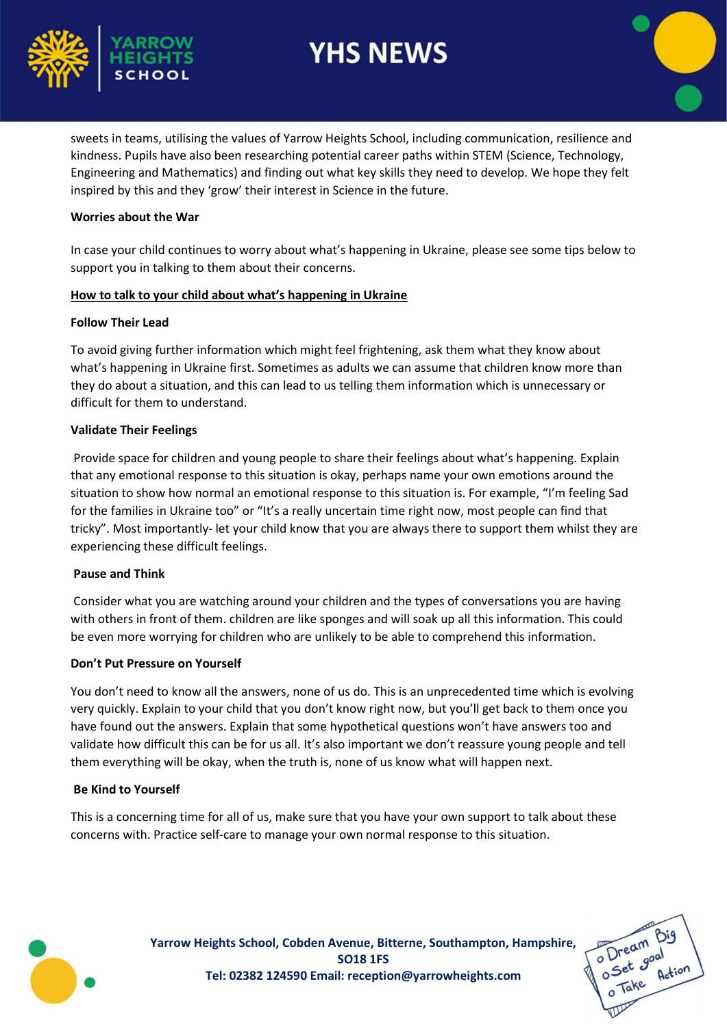sweets in teams, utilising the values of Yarrow Heights School, including communication, resilience and kindness. Pupils have also been researching potential career paths within STEM (Science, Technology, Engineering and Mathematics) and finding out what key skills they need to develop. We hope they felt inspired by this and they 'grow' their interest in Science in the future.

**Worries about the War**

In case your child continues to worry about what's happening in Ukraine, please see some tips below to support you in talking to them about their concerns.

**How to talk to your child about what's happening in Ukraine**

**Follow Their Lead**

To avoid giving further information which might feel frightening, ask them what they know about what's happening in Ukraine first. Sometimes as adults we can assume that children know more than they do about a situation, and this can lead to us telling them information which is unnecessary or difficult for them to understand.

**Validate Their Feelings**

Provide space for children and young people to share their feelings about what's happening. Explain that any emotional response to this situation is okay, perhaps name your own emotions around the situation to show how normal an emotional response to this situation is. For example, "I'm feeling Sad for the families in Ukraine too" or "It's a really uncertain time right now, most people can find that tricky". Most importantly- let your child know that you are always there to support them whilst they are experiencing these difficult feelings.

**Pause and Think**

Consider what you are watching around your children and the types of conversations you are having with others in front of them. children are like sponges and will soak up all this information. This could be even more worrying for children who are unlikely to be able to comprehend this information.

**Don't Put Pressure on Yourself**

You don't need to know all the answers, none of us do. This is an unprecedented time which is evolving very quickly. Explain to your child that you don't know right now, but you'll get back to them once you have found out the answers. Explain that some hypothetical questions won't have answers too and validate how difficult this can be for us all. It's also important we don't reassure young people and tell them everything will be okay, when the truth is, none of us know what will happen next.

**Be Kind to Yourself**

This is a concerning time for all of us, make sure that you have your own support to talk about these concerns with. Practice self-care to manage your own normal response to this situation.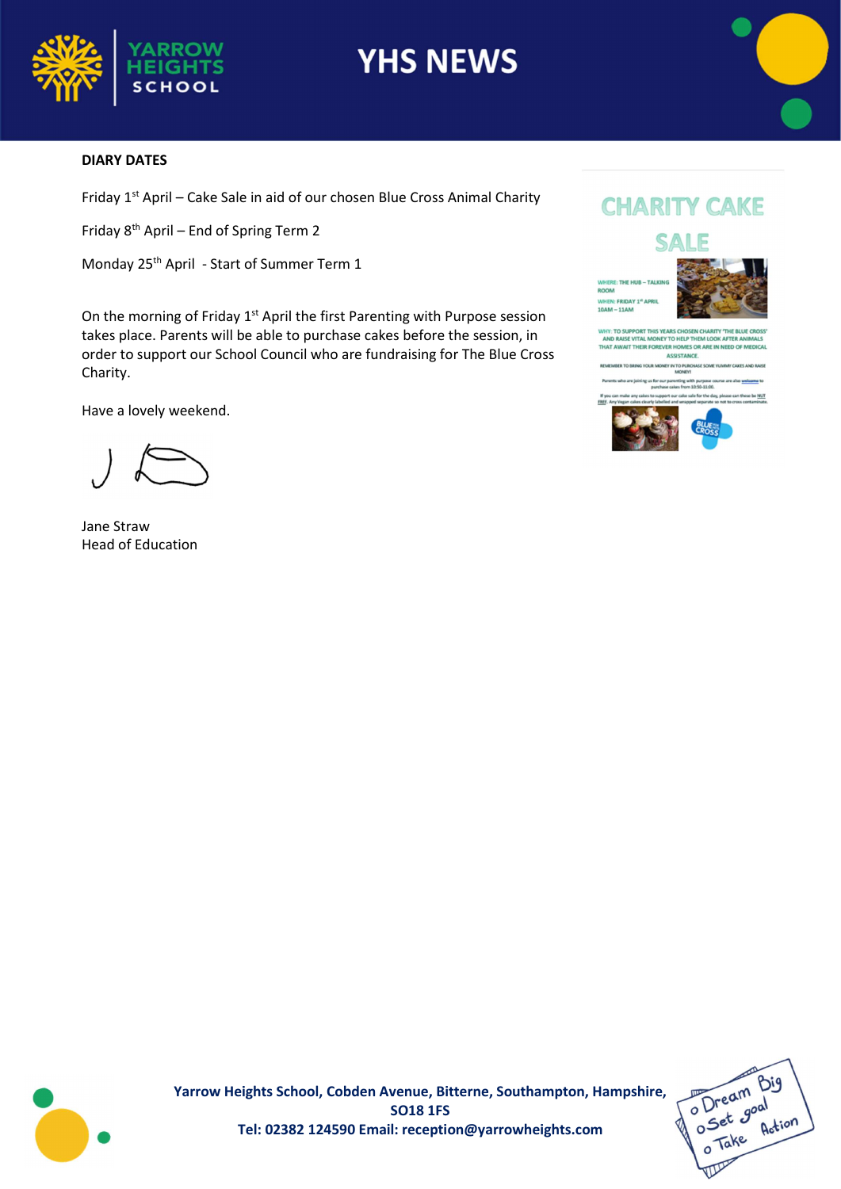**DIARY DATES**

Friday 1st April – Cake Sale in aid of our chosen Blue Cross Animal Charity

Friday 8th April – End of Spring Term 2

Monday 25th April - Start of Summer Term 1

On the morning of Friday 1st April the first Parenting with Purpose session takes place. Parents will be able to purchase cakes before the session, in order to support our School Council who are fundraising for The Blue Cross Charity.

Have a lovely weekend.

Jane Straw
Head of Education

**CHARITY CAKE SALE**

WHERE: THE HUB – TALKING ROOM

WHEN: FRIDAY 1st APRIL 10AM – 11AM

WHY: TO SUPPORT THIS YEARS CHOSEN CHARITY 'THE BLUE CROSS' AND RAISE VITAL MONEY TO HELP THEM LOOK AFTER ANIMALS THAT AWAIT THEIR FOREVER HOMES OR ARE IN NEED OF MEDICAL ASSISTANCE.

REMEMBER TO BRING YOUR MONEY IN TO PURCHASE SOME YUMMY CAKES AND RAISE MONEY!

Parents who are joining us for our parenting with purpose course are also welcome to purchase cakes from 10:50-11:00.

If you can make any cakes to support our cake sale for the day, please can these be NUT FREE. Any Vegan cakes clearly labelled and wrapped separate so not to cross contaminate.

Yarrow Heights School, Cobden Avenue, Bitterne, Southampton, Hampshire, SO18 1FS
Tel: 02382 124590 Email: reception@yarrowheights.com